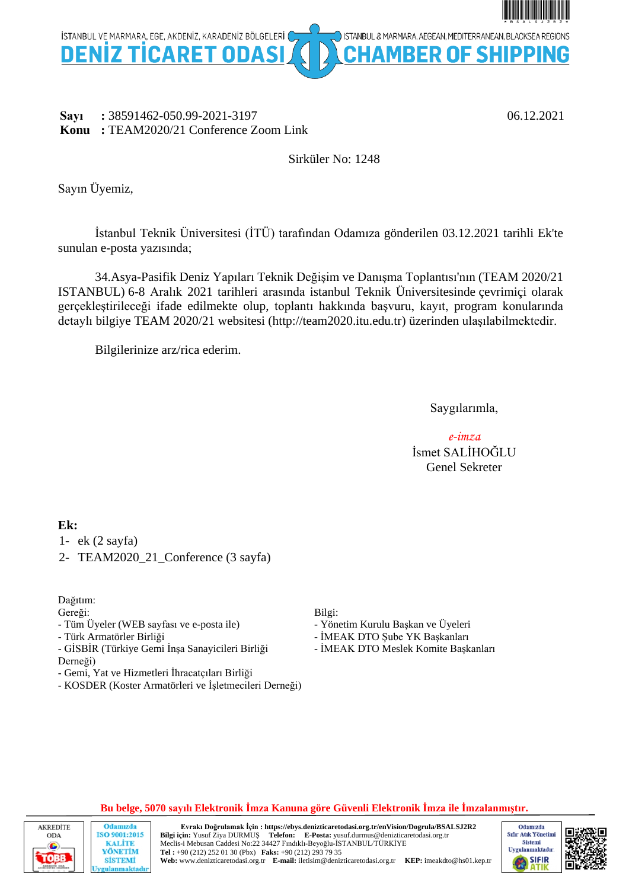İSTANBUL VE MARMARA, EGE, AKDENİZ, KARADENİZ BÖLGELERİ — İSTANBUL & MARMARA, AEGEAN, MEDITERRANEAN, BLACKSEA REGIONS

# DENİZ TİCARET ODASI — CHAMBER OF SHIPPING

**Sayı** : 38591462-050.99-2021-3197 06.12.2021
**Konu** : TEAM2020/21 Conference Zoom Link

Sirküler No: 1248

Sayın Üyemiz,

İstanbul Teknik Üniversitesi (İTÜ) tarafından Odamıza gönderilen 03.12.2021 tarihli Ek'te sunulan e-posta yazısında;

34.Asya-Pasifik Deniz Yapıları Teknik Değişim ve Danışma Toplantısı'nın (TEAM 2020/21 ISTANBUL) 6-8 Aralık 2021 tarihleri arasında istanbul Teknik Üniversitesinde çevrimiçi olarak gerçekleştirileceği ifade edilmekte olup, toplantı hakkında başvuru, kayıt, program konularında detaylı bilgiye TEAM 2020/21 websitesi (http://team2020.itu.edu.tr) üzerinden ulaşılabilmektedir.

Bilgilerinize arz/rica ederim.

Saygılarımla,

*e-imza*
İsmet SALİHOĞLU
Genel Sekreter

**Ek:**

1- ek (2 sayfa)
2- TEAM2020_21_Conference (3 sayfa)

Dağıtım:

Gereği:
- Tüm Üyeler (WEB sayfası ve e-posta ile)
- Türk Armatörler Birliği
- GİSBİR (Türkiye Gemi İnşa Sanayicileri Birliği Derneği)
- Gemi, Yat ve Hizmetleri İhracatçıları Birliği
- KOSDER (Koster Armatörleri ve İşletmecileri Derneği)

Bilgi:
- Yönetim Kurulu Başkan ve Üyeleri
- İMEAK DTO Şube YK Başkanları
- İMEAK DTO Meslek Komite Başkanları

**Bu belge, 5070 sayılı Elektronik İmza Kanuna göre Güvenli Elektronik İmza ile İmzalanmıştır.**

**Evrakı Doğrulamak İçin : https://ebys.denizticaretodasi.org.tr/enVision/Dogrula/BSALSJ2R2**
**Bilgi için:** Yusuf Ziya DURMUŞ **Telefon:** **E-Posta:** yusuf.durmus@denizticaretodasi.org.tr
Meclis-i Mebusan Caddesi No:22 34427 Fındıklı-Beyoğlu-İSTANBUL/TÜRKİYE
**Tel :** +90 (212) 252 01 30 (Pbx) **Faks:** +90 (212) 293 79 35
**Web:** www.denizticaretodasi.org.tr **E-mail:** iletisim@denizticaretodasi.org.tr **KEP:** imeakdto@hs01.kep.tr

AKREDİTE ODA — TOBB | Odamızda ISO 9001:2015 KALİTE YÖNETİM SİSTEMİ Uygulanmaktadır | Odamızda Sıfır Atık Yönetimi Sistemi Uygulanmaktadır. SIFIR ATIK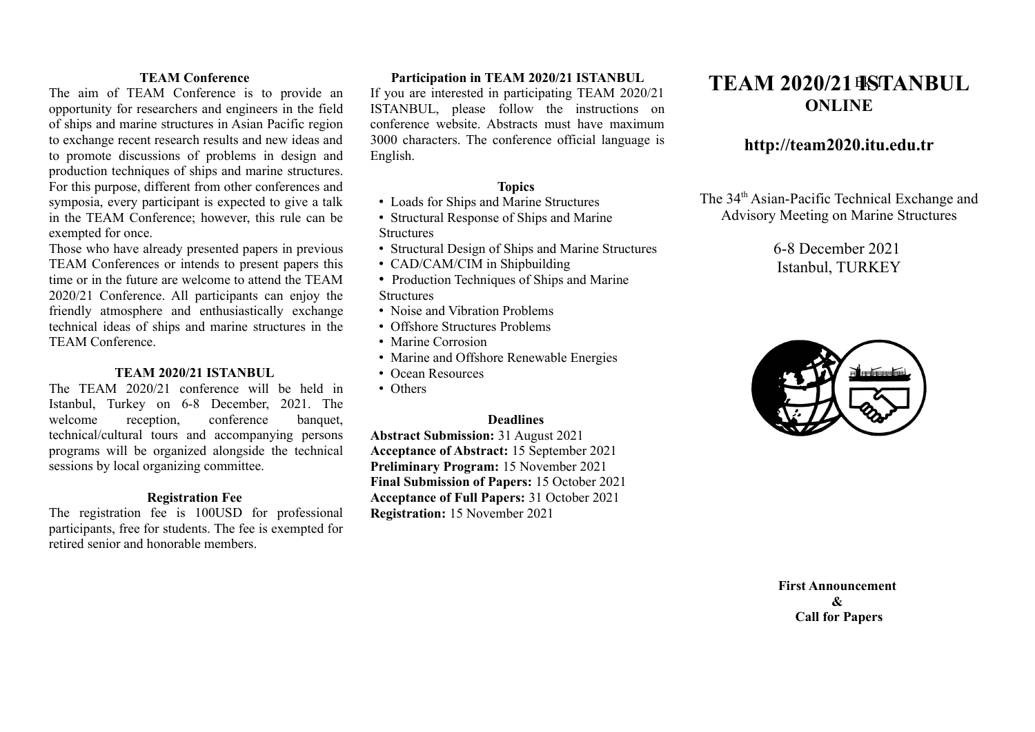### TEAM Conference

The aim of TEAM Conference is to provide an opportunity for researchers and engineers in the field of ships and marine structures in Asian Pacific region to exchange recent research results and new ideas and to promote discussions of problems in design and production techniques of ships and marine structures. For this purpose, different from other conferences and symposia, every participant is expected to give a talk in the TEAM Conference; however, this rule can be exempted for once.

Those who have already presented papers in previous TEAM Conferences or intends to present papers this time or in the future are welcome to attend the TEAM 2020/21 Conference. All participants can enjoy the friendly atmosphere and enthusiastically exchange technical ideas of ships and marine structures in the TEAM Conference.

### TEAM 2020/21 ISTANBUL

The TEAM 2020/21 conference will be held in Istanbul, Turkey on 6-8 December, 2021. The welcome reception, conference banquet, technical/cultural tours and accompanying persons programs will be organized alongside the technical sessions by local organizing committee.

### Registration Fee

The registration fee is 100USD for professional participants, free for students. The fee is exempted for retired senior and honorable members.

### Participation in TEAM 2020/21 ISTANBUL

If you are interested in participating TEAM 2020/21 ISTANBUL, please follow the instructions on conference website. Abstracts must have maximum 3000 characters. The conference official language is English.

### Topics

- Loads for Ships and Marine Structures
- Structural Response of Ships and Marine Structures
- Structural Design of Ships and Marine Structures
- CAD/CAM/CIM in Shipbuilding
- Production Techniques of Ships and Marine Structures
- Noise and Vibration Problems
- Offshore Structures Problems
- Marine Corrosion
- Marine and Offshore Renewable Energies
- Ocean Resources
- Others

### Deadlines

**Abstract Submission:** 31 August 2021
**Acceptance of Abstract:** 15 September 2021
**Preliminary Program:** 15 November 2021
**Final Submission of Papers:** 15 October 2021
**Acceptance of Full Papers:** 31 October 2021
**Registration:** 15 November 2021

# TEAM 2020/21 ISTANBUL ONLINE

## http://team2020.itu.edu.tr

The 34th Asian-Pacific Technical Exchange and Advisory Meeting on Marine Structures

6-8 December 2021
Istanbul, TURKEY

**First Announcement**
**&**
**Call for Papers**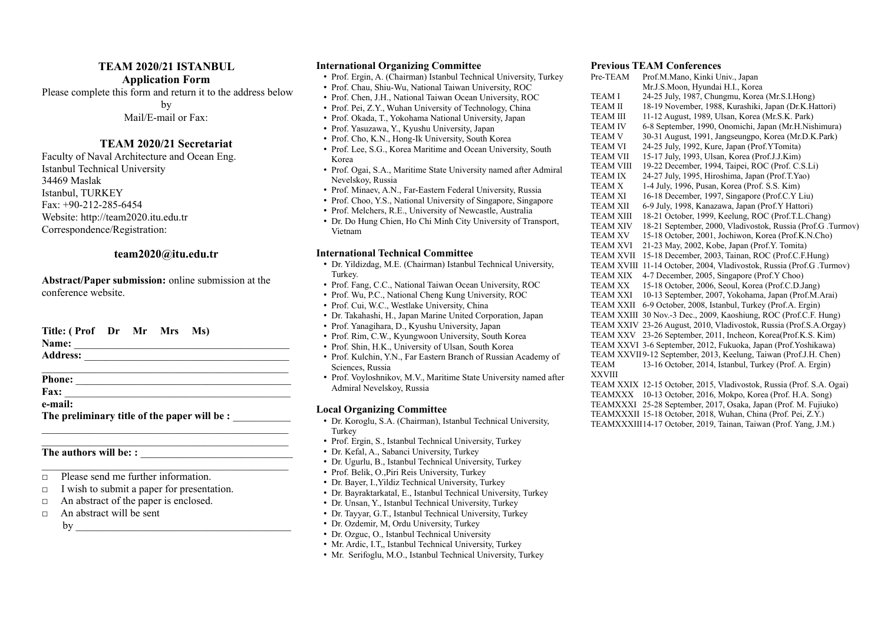## TEAM 2020/21 ISTANBUL
## Application Form

Please complete this form and return it to the address below by Mail/E-mail or Fax:

### TEAM 2020/21 Secretariat

Faculty of Naval Architecture and Ocean Eng.
Istanbul Technical University
34469 Maslak
Istanbul, TURKEY
Fax: +90-212-285-6454
Website: http://team2020.itu.edu.tr
Correspondence/Registration:

**team2020@itu.edu.tr**

**Abstract/Paper submission:** online submission at the conference website.

**Title: ( Prof Dr Mr Mrs Ms)**
**Name:** ________________________________________
**Address:** ______________________________________
__________________________________________________
**Phone:** ________________________________________
**Fax:** __________________________________________
**e-mail:**
**The preliminary title of the paper will be :** ___________
__________________________________________________
__________________________________________________
**The authors will be: :** ____________________________
__________________________________________________

- □ Please send me further information.
- □ I wish to submit a paper for presentation.
- □ An abstract of the paper is enclosed.
- □ An abstract will be sent by ________________________________________

### International Organizing Committee

- Prof. Ergin, A. (Chairman) Istanbul Technical University, Turkey
- Prof. Chau, Shiu-Wu, National Taiwan University, ROC
- Prof. Chen, J.H., National Taiwan Ocean University, ROC
- Prof. Pei, Z.Y., Wuhan University of Technology, China
- Prof. Okada, T., Yokohama National University, Japan
- Prof. Yasuzawa, Y., Kyushu University, Japan
- Prof. Cho, K.N., Hong-Ik University, South Korea
- Prof. Lee, S.G., Korea Maritime and Ocean University, South Korea
- Prof. Ogai, S.A., Maritime State University named after Admiral Nevelskoy, Russia
- Prof. Minaev, A.N., Far-Eastern Federal University, Russia
- Prof. Choo, Y.S., National University of Singapore, Singapore
- Prof. Melchers, R.E., University of Newcastle, Australia
- Dr. Do Hung Chien, Ho Chi Minh City University of Transport, Vietnam

### International Technical Committee

- Dr. Yildizdag, M.E. (Chairman) Istanbul Technical University, Turkey.
- Prof. Fang, C.C., National Taiwan Ocean University, ROC
- Prof. Wu, P.C., National Cheng Kung University, ROC
- Prof. Cui, W.C., Westlake University, China
- Dr. Takahashi, H., Japan Marine United Corporation, Japan
- Prof. Yanagihara, D., Kyushu University, Japan
- Prof. Rim, C.W., Kyungwoon University, South Korea
- Prof. Shin, H.K., University of Ulsan, South Korea
- Prof. Kulchin, Y.N., Far Eastern Branch of Russian Academy of Sciences, Russia
- Prof. Voyloshnikov, M.V., Maritime State University named after Admiral Nevelskoy, Russia

### Local Organizing Committee

- Dr. Koroglu, S.A. (Chairman), Istanbul Technical University, Turkey
- Prof. Ergin, S., Istanbul Technical University, Turkey
- Dr. Kefal, A., Sabanci University, Turkey
- Dr. Ugurlu, B., Istanbul Technical University, Turkey
- Prof. Belik, O.,Piri Reis University, Turkey
- Dr. Bayer, I.,Yildiz Technical University, Turkey
- Dr. Bayraktarkatal, E., Istanbul Technical University, Turkey
- Dr. Unsan, Y., Istanbul Technical University, Turkey
- Dr. Tayyar, G.T., Istanbul Technical University, Turkey
- Dr. Ozdemir, M, Ordu University, Turkey
- Dr. Ozguc, O., Istanbul Technical University
- Mr. Ardic, I.T,, Istanbul Technical University, Turkey
- Mr. Serifoglu, M.O., Istanbul Technical University, Turkey

### Previous TEAM Conferences

| | |
|---|---|
| Pre-TEAM | Prof.M.Mano, Kinki Univ., Japan<br>Mr.J.S.Moon, Hyundai H.I., Korea |
| TEAM I | 24-25 July, 1987, Chungmu, Korea (Mr.S.I.Hong) |
| TEAM II | 18-19 November, 1988, Kurashiki, Japan (Dr.K.Hattori) |
| TEAM III | 11-12 August, 1989, Ulsan, Korea (Mr.S.K. Park) |
| TEAM IV | 6-8 September, 1990, Onomichi, Japan (Mr.H.Nishimura) |
| TEAM V | 30-31 August, 1991, Jangseungpo, Korea (Mr.D.K.Park) |
| TEAM VI | 24-25 July, 1992, Kure, Japan (Prof.YTomita) |
| TEAM VII | 15-17 July, 1993, Ulsan, Korea (Prof.J.J.Kim) |
| TEAM VIII | 19-22 December, 1994, Taipei, ROC (Prof. C.S.Li) |
| TEAM IX | 24-27 July, 1995, Hiroshima, Japan (Prof.T.Yao) |
| TEAM X | 1-4 July, 1996, Pusan, Korea (Prof. S.S. Kim) |
| TEAM XI | 16-18 December, 1997, Singapore (Prof.C.Y Liu) |
| TEAM XII | 6-9 July, 1998, Kanazawa, Japan (Prof.Y Hattori) |
| TEAM XIII | 18-21 October, 1999, Keelung, ROC (Prof.T.L.Chang) |
| TEAM XIV | 18-21 September, 2000, Vladivostok, Russia (Prof.G .Turmov) |
| TEAM XV | 15-18 October, 2001, Jochiwon, Korea (Prof.K.N.Cho) |
| TEAM XVI | 21-23 May, 2002, Kobe, Japan (Prof.Y. Tomita) |
| TEAM XVII | 15-18 December, 2003, Tainan, ROC (Prof.C.F.Hung) |
| TEAM XVIII | 11-14 October, 2004, Vladivostok, Russia (Prof.G .Turmov) |
| TEAM XIX | 4-7 December, 2005, Singapore (Prof.Y Choo) |
| TEAM XX | 15-18 October, 2006, Seoul, Korea (Prof.C.D.Jang) |
| TEAM XXI | 10-13 September, 2007, Yokohama, Japan (Prof.M.Arai) |
| TEAM XXII | 6-9 October, 2008, Istanbul, Turkey (Prof.A. Ergin) |
| TEAM XXIII | 30 Nov.-3 Dec., 2009, Kaoshiung, ROC (Prof.C.F. Hung) |
| TEAM XXIV | 23-26 August, 2010, Vladivostok, Russia (Prof.S.A.Orgay) |
| TEAM XXV | 23-26 September, 2011, Incheon, Korea(Prof.K.S. Kim) |
| TEAM XXVI | 3-6 September, 2012, Fukuoka, Japan (Prof.Yoshikawa) |
| TEAM XXVII | 9-12 September, 2013, Keelung, Taiwan (Prof.J.H. Chen) |
| TEAM XXVIII | 13-16 October, 2014, Istanbul, Turkey (Prof. A. Ergin) |
| TEAM XXIX | 12-15 October, 2015, Vladivostok, Russia (Prof. S.A. Ogai) |
| TEAMXXX | 10-13 October, 2016, Mokpo, Korea (Prof. H.A. Song) |
| TEAMXXXI | 25-28 September, 2017, Osaka, Japan (Prof. M. Fujiuko) |
| TEAMXXXII | 15-18 October, 2018, Wuhan, China (Prof. Pei, Z.Y.) |
| TEAMXXXIII | 14-17 October, 2019, Tainan, Taiwan (Prof. Yang, J.M.) |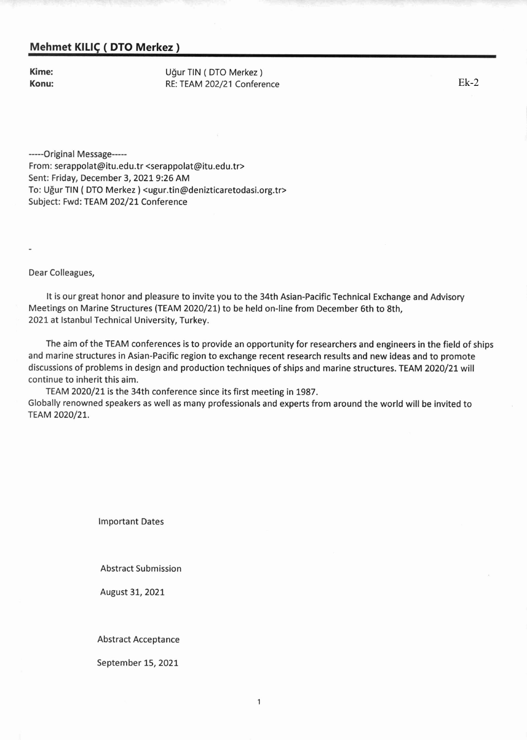## Mehmet KILIÇ ( DTO Merkez )

**Kime:** Uğur TIN ( DTO Merkez )
**Konu:** RE: TEAM 202/21 Conference

Ek-2

-----Original Message-----
From: serappolat@itu.edu.tr <serappolat@itu.edu.tr>
Sent: Friday, December 3, 2021 9:26 AM
To: Uğur TIN ( DTO Merkez ) <ugur.tin@denizticaretodasi.org.tr>
Subject: Fwd: TEAM 202/21 Conference

-

Dear Colleagues,

It is our great honor and pleasure to invite you to the 34th Asian-Pacific Technical Exchange and Advisory Meetings on Marine Structures (TEAM 2020/21) to be held on-line from December 6th to 8th, 2021 at Istanbul Technical University, Turkey.

The aim of the TEAM conferences is to provide an opportunity for researchers and engineers in the field of ships and marine structures in Asian-Pacific region to exchange recent research results and new ideas and to promote discussions of problems in design and production techniques of ships and marine structures. TEAM 2020/21 will continue to inherit this aim.

TEAM 2020/21 is the 34th conference since its first meeting in 1987.
Globally renowned speakers as well as many professionals and experts from around the world will be invited to TEAM 2020/21.

Important Dates

Abstract Submission

August 31, 2021

Abstract Acceptance

September 15, 2021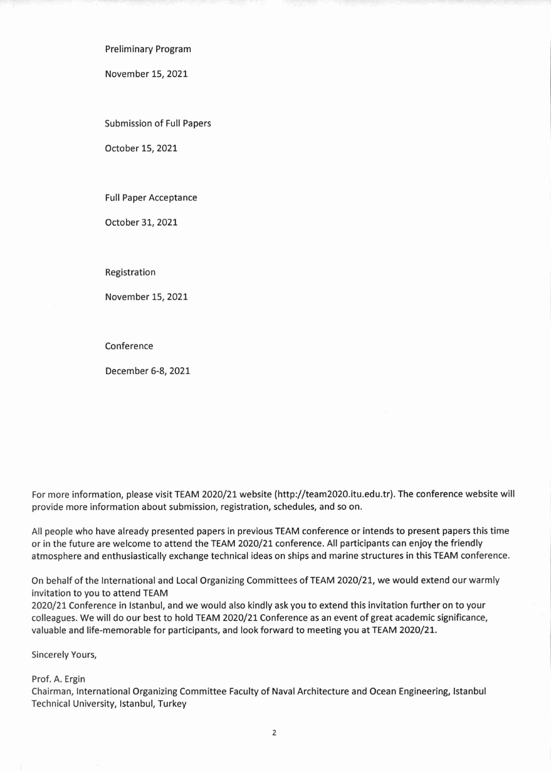Preliminary Program

November 15, 2021

Submission of Full Papers

October 15, 2021

Full Paper Acceptance

October 31, 2021

Registration

November 15, 2021

Conference

December 6-8, 2021

For more information, please visit TEAM 2020/21 website (http://team2020.itu.edu.tr). The conference website will provide more information about submission, registration, schedules, and so on.

All people who have already presented papers in previous TEAM conference or intends to present papers this time or in the future are welcome to attend the TEAM 2020/21 conference. All participants can enjoy the friendly atmosphere and enthusiastically exchange technical ideas on ships and marine structures in this TEAM conference.

On behalf of the International and Local Organizing Committees of TEAM 2020/21, we would extend our warmly invitation to you to attend TEAM
2020/21 Conference in Istanbul, and we would also kindly ask you to extend this invitation further on to your colleagues. We will do our best to hold TEAM 2020/21 Conference as an event of great academic significance, valuable and life-memorable for participants, and look forward to meeting you at TEAM 2020/21.

Sincerely Yours,

Prof. A. Ergin
Chairman, International Organizing Committee Faculty of Naval Architecture and Ocean Engineering, Istanbul Technical University, Istanbul, Turkey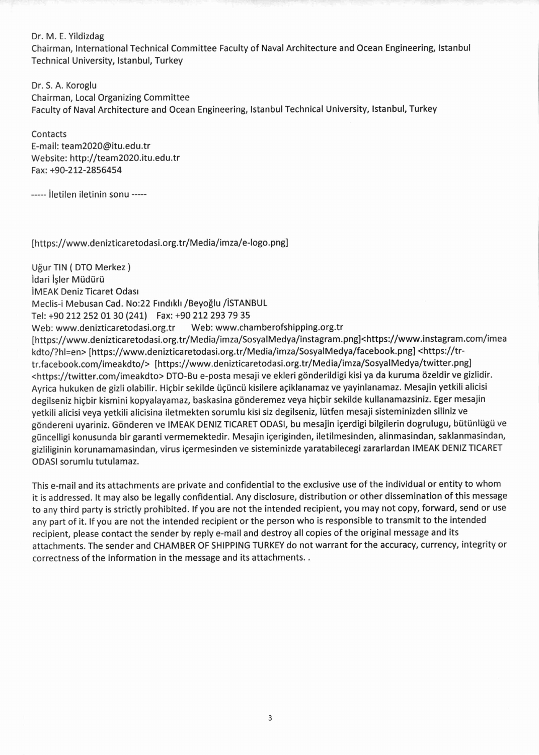Dr. M. E. Yildizdag
Chairman, International Technical Committee Faculty of Naval Architecture and Ocean Engineering, Istanbul Technical University, Istanbul, Turkey

Dr. S. A. Koroglu
Chairman, Local Organizing Committee
Faculty of Naval Architecture and Ocean Engineering, Istanbul Technical University, Istanbul, Turkey

Contacts
E-mail: team2020@itu.edu.tr
Website: http://team2020.itu.edu.tr
Fax: +90-212-2856454

----- İletilen iletinin sonu -----

[https://www.denizticaretodasi.org.tr/Media/imza/e-logo.png]

Uğur TIN ( DTO Merkez )
İdari İşler Müdürü
İMEAK Deniz Ticaret Odası
Meclis-i Mebusan Cad. No:22 Fındıklı /Beyoğlu /İSTANBUL
Tel: +90 212 252 01 30 (241) Fax: +90 212 293 79 35
Web: www.denizticaretodasi.org.tr Web: www.chamberofshipping.org.tr
[https://www.denizticaretodasi.org.tr/Media/imza/SosyalMedya/instagram.png]<https://www.instagram.com/imeakdto/?hl=en> [https://www.denizticaretodasi.org.tr/Media/imza/SosyalMedya/facebook.png] <https://tr-tr.facebook.com/imeakdto/> [https://www.denizticaretodasi.org.tr/Media/imza/SosyalMedya/twitter.png] <https://twitter.com/imeakdto> DTO-Bu e-posta mesaji ve ekleri gönderildigi kisi ya da kuruma özeldir ve gizlidir. Ayrica hukuken de gizli olabilir. Hiçbir sekilde üçüncü kisilere açiklanamaz ve yayinlanamaz. Mesajin yetkili alicisi degilseniz hiçbir kismini kopyalayamaz, baskasina gönderemez veya hiçbir sekilde kullanamazsiniz. Eger mesajin yetkili alicisi veya yetkili alicisina iletmekten sorumlu kisi siz degilseniz, lütfen mesaji sisteminizden siliniz ve göndereni uyariniz. Gönderen ve IMEAK DENIZ TICARET ODASI, bu mesajin içerdigi bilgilerin dogrulugu, bütünlügü ve güncelligi konusunda bir garanti vermemektedir. Mesajin içeriginden, iletilmesinden, alinmasindan, saklanmasindan, gizliliginin korunamamasindan, virus içermesinden ve sisteminizde yaratabilecegi zararlardan IMEAK DENIZ TICARET ODASI sorumlu tutulamaz.

This e-mail and its attachments are private and confidential to the exclusive use of the individual or entity to whom it is addressed. It may also be legally confidential. Any disclosure, distribution or other dissemination of this message to any third party is strictly prohibited. If you are not the intended recipient, you may not copy, forward, send or use any part of it. If you are not the intended recipient or the person who is responsible to transmit to the intended recipient, please contact the sender by reply e-mail and destroy all copies of the original message and its attachments. The sender and CHAMBER OF SHIPPING TURKEY do not warrant for the accuracy, currency, integrity or correctness of the information in the message and its attachments. .